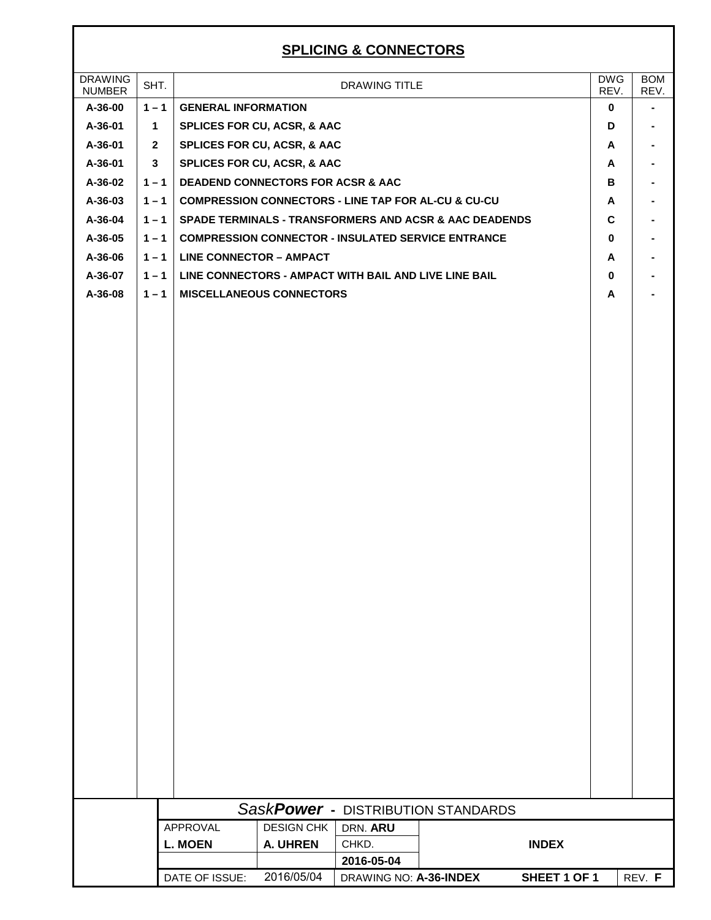## SPLICING & CONNECTORS

| DRAWING NUMBER | SHT. | DRAWING TITLE | DWG REV. | BOM REV. |
|---|---|---|---|---|
| **A-36-00** | **1 – 1** | **GENERAL INFORMATION** | **0** | **-** |
| **A-36-01** | **1** | **SPLICES FOR CU, ACSR, & AAC** | **D** | **-** |
| **A-36-01** | **2** | **SPLICES FOR CU, ACSR, & AAC** | **A** | **-** |
| **A-36-01** | **3** | **SPLICES FOR CU, ACSR, & AAC** | **A** | **-** |
| **A-36-02** | **1 – 1** | **DEADEND CONNECTORS FOR ACSR & AAC** | **B** | **-** |
| **A-36-03** | **1 – 1** | **COMPRESSION CONNECTORS - LINE TAP FOR AL-CU & CU-CU** | **A** | **-** |
| **A-36-04** | **1 – 1** | **SPADE TERMINALS - TRANSFORMERS AND ACSR & AAC DEADENDS** | **C** | **-** |
| **A-36-05** | **1 – 1** | **COMPRESSION CONNECTOR - INSULATED SERVICE ENTRANCE** | **0** | **-** |
| **A-36-06** | **1 – 1** | **LINE CONNECTOR – AMPACT** | **A** | **-** |
| **A-36-07** | **1 – 1** | **LINE CONNECTORS - AMPACT WITH BAIL AND LIVE LINE BAIL** | **0** | **-** |
| **A-36-08** | **1 – 1** | **MISCELLANEOUS CONNECTORS** | **A** | **-** |

| Sask**Power** - DISTRIBUTION STANDARDS | | | |
|---|---|---|---|
| APPROVAL | DESIGN CHK | DRN. **ARU** | |
| **L. MOEN** | **A. UHREN** | CHKD. | **INDEX** |
| | | **2016-05-04** | |
| DATE OF ISSUE: | 2016/05/04 | DRAWING NO: **A-36-INDEX** | **SHEET 1 OF 1** REV. **F** |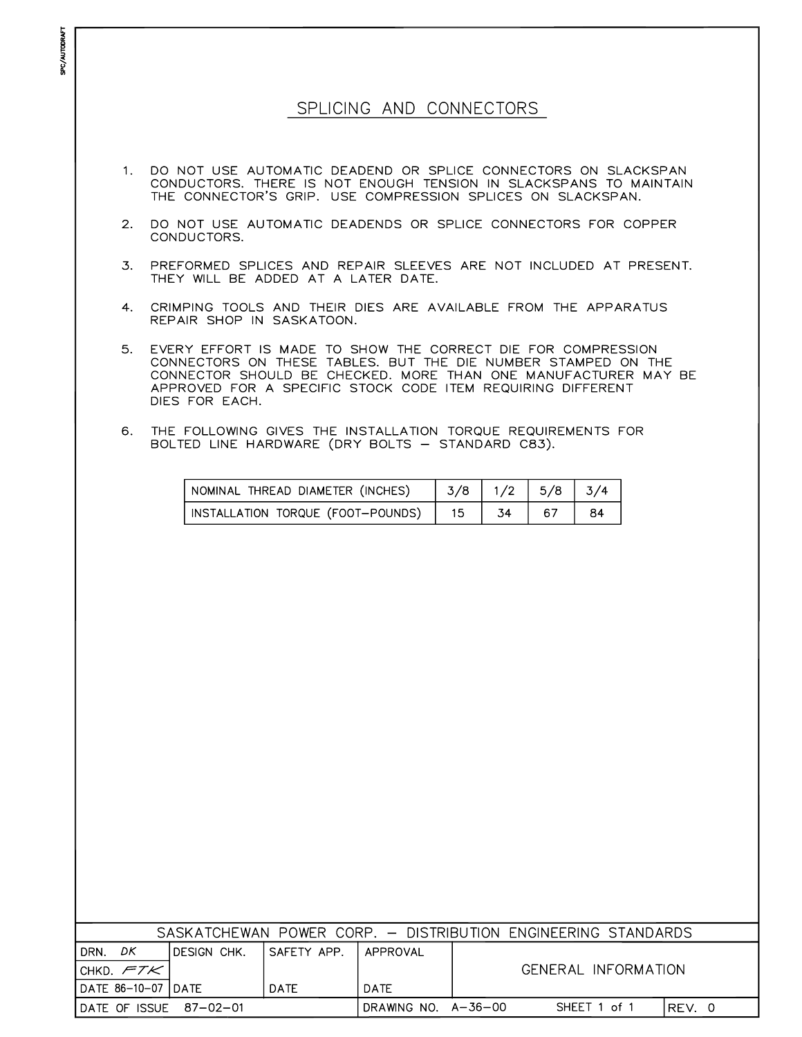# SPLICING AND CONNECTORS

1. DO NOT USE AUTOMATIC DEADEND OR SPLICE CONNECTORS ON SLACKSPAN CONDUCTORS. THERE IS NOT ENOUGH TENSION IN SLACKSPANS TO MAINTAIN THE CONNECTOR'S GRIP. USE COMPRESSION SPLICES ON SLACKSPAN.

2. DO NOT USE AUTOMATIC DEADENDS OR SPLICE CONNECTORS FOR COPPER CONDUCTORS.

3. PREFORMED SPLICES AND REPAIR SLEEVES ARE NOT INCLUDED AT PRESENT. THEY WILL BE ADDED AT A LATER DATE.

4. CRIMPING TOOLS AND THEIR DIES ARE AVAILABLE FROM THE APPARATUS REPAIR SHOP IN SASKATOON.

5. EVERY EFFORT IS MADE TO SHOW THE CORRECT DIE FOR COMPRESSION CONNECTORS ON THESE TABLES. BUT THE DIE NUMBER STAMPED ON THE CONNECTOR SHOULD BE CHECKED. MORE THAN ONE MANUFACTURER MAY BE APPROVED FOR A SPECIFIC STOCK CODE ITEM REQUIRING DIFFERENT DIES FOR EACH.

6. THE FOLLOWING GIVES THE INSTALLATION TORQUE REQUIREMENTS FOR BOLTED LINE HARDWARE (DRY BOLTS – STANDARD C83).

| NOMINAL THREAD DIAMETER (INCHES) | 3/8 | 1/2 | 5/8 | 3/4 |
|---|---|---|---|---|
| INSTALLATION TORQUE (FOOT–POUNDS) | 15 | 34 | 67 | 84 |

SASKATCHEWAN POWER CORP. – DISTRIBUTION ENGINEERING STANDARDS

| DRN. DK | DESIGN CHK. | SAFETY APP. | APPROVAL | GENERAL INFORMATION |
|---|---|---|---|---|
| CHKD. FTK | | | | |
| DATE 86-10-07 | DATE | DATE | DATE | |
| DATE OF ISSUE 87–02–01 | | | DRAWING NO. A–36–00 | SHEET 1 of 1 — REV. 0 |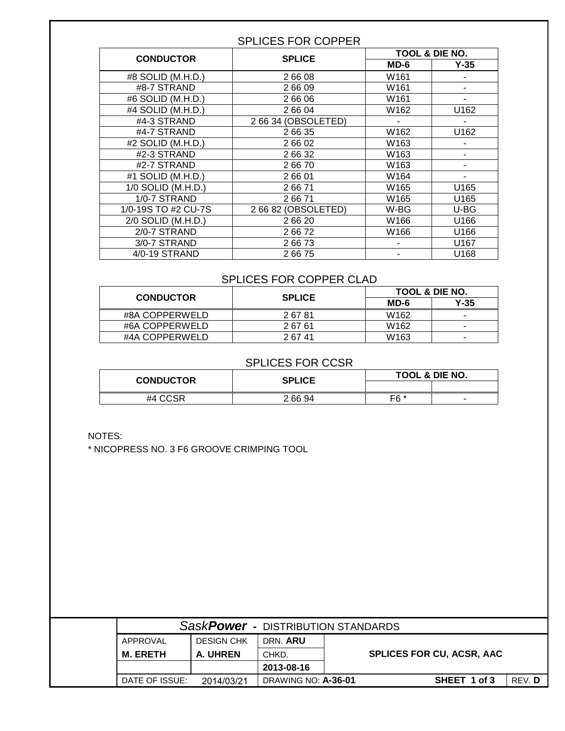## SPLICES FOR COPPER

| CONDUCTOR | SPLICE | TOOL & DIE NO. | |
|---|---|---|---|
| | | MD-6 | Y-35 |
| #8 SOLID (M.H.D.) | 2 66 08 | W161 | - |
| #8-7 STRAND | 2 66 09 | W161 | - |
| #6 SOLID (M.H.D.) | 2 66 06 | W161 | - |
| #4 SOLID (M.H.D.) | 2 66 04 | W162 | U162 |
| #4-3 STRAND | 2 66 34 (OBSOLETED) | - | - |
| #4-7 STRAND | 2 66 35 | W162 | U162 |
| #2 SOLID (M.H.D.) | 2 66 02 | W163 | - |
| #2-3 STRAND | 2 66 32 | W163 | - |
| #2-7 STRAND | 2 66 70 | W163 | - |
| #1 SOLID (M.H.D.) | 2 66 01 | W164 | - |
| 1/0 SOLID (M.H.D.) | 2 66 71 | W165 | U165 |
| 1/0-7 STRAND | 2 66 71 | W165 | U165 |
| 1/0-19S TO #2 CU-7S | 2 66 82 (OBSOLETED) | W-BG | U-BG |
| 2/0 SOLID (M.H.D.) | 2 66 20 | W166 | U166 |
| 2/0-7 STRAND | 2 66 72 | W166 | U166 |
| 3/0-7 STRAND | 2 66 73 | - | U167 |
| 4/0-19 STRAND | 2 66 75 | - | U168 |

## SPLICES FOR COPPER CLAD

| CONDUCTOR | SPLICE | TOOL & DIE NO. | |
|---|---|---|---|
| | | MD-6 | Y-35 |
| #8A COPPERWELD | 2 67 81 | W162 | - |
| #6A COPPERWELD | 2 67 61 | W162 | - |
| #4A COPPERWELD | 2 67 41 | W163 | - |

## SPLICES FOR CCSR

| CONDUCTOR | SPLICE | TOOL & DIE NO. | |
|---|---|---|---|
| | | | |
| #4 CCSR | 2 66 94 | F6 * | - |

NOTES:

\* NICOPRESS NO. 3 F6 GROOVE CRIMPING TOOL

| *Sask**Power*** - DISTRIBUTION STANDARDS | | | | | |
|---|---|---|---|---|---|
| APPROVAL | DESIGN CHK | DRN. **ARU** | | | |
| **M. ERETH** | **A. UHREN** | CHKD. | **SPLICES FOR CU, ACSR, AAC** | | |
| | | **2013-08-16** | | | |
| DATE OF ISSUE: 2014/03/21 | | DRAWING NO: **A-36-01** | | **SHEET 1 of 3** | REV. **D** |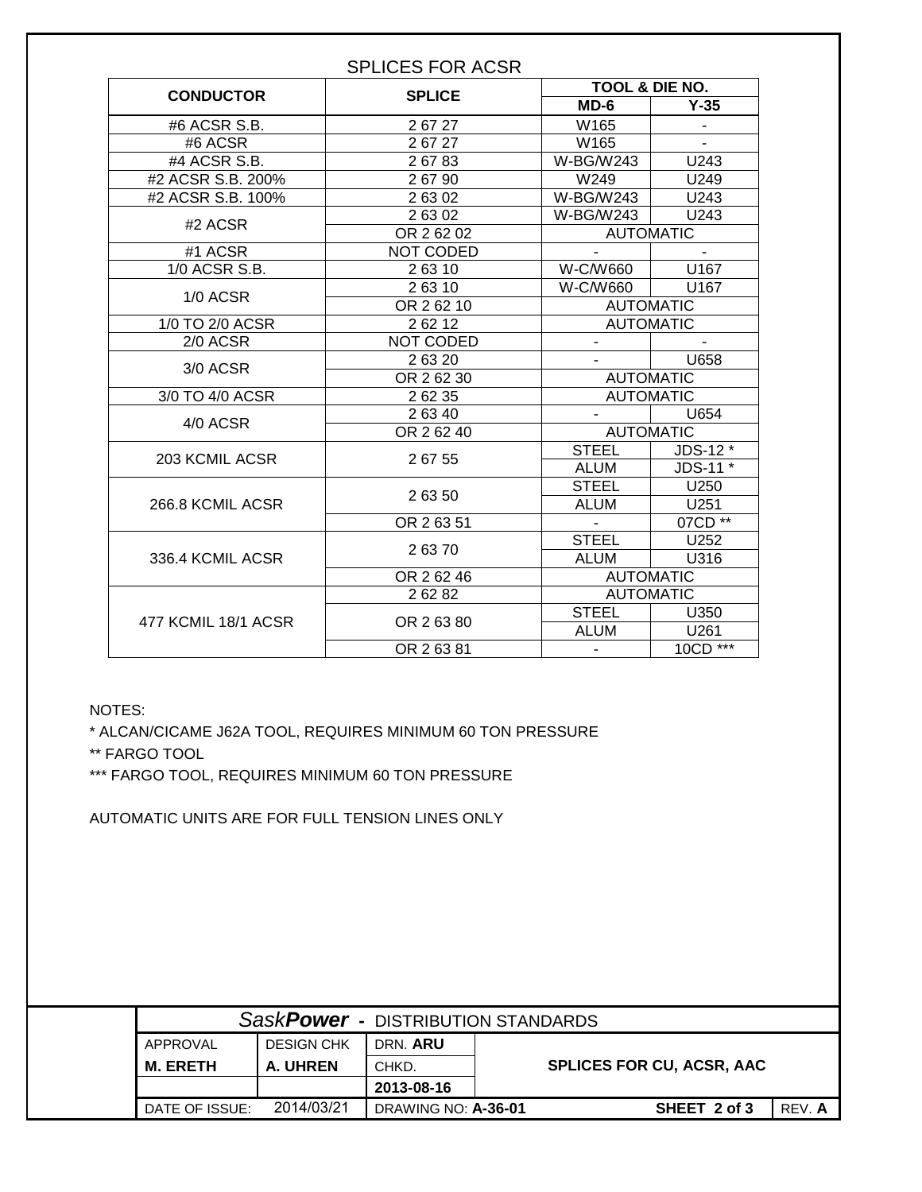## SPLICES FOR ACSR

| CONDUCTOR | SPLICE | TOOL & DIE NO. | |
|---|---|---|---|
| | | **MD-6** | **Y-35** |
| #6 ACSR S.B. | 2 67 27 | W165 | - |
| #6 ACSR | 2 67 27 | W165 | - |
| #4 ACSR S.B. | 2 67 83 | W-BG/W243 | U243 |
| #2 ACSR S.B. 200% | 2 67 90 | W249 | U249 |
| #2 ACSR S.B. 100% | 2 63 02 | W-BG/W243 | U243 |
| #2 ACSR | 2 63 02 | W-BG/W243 | U243 |
| | OR 2 62 02 | AUTOMATIC | |
| #1 ACSR | NOT CODED | - | - |
| 1/0 ACSR S.B. | 2 63 10 | W-C/W660 | U167 |
| 1/0 ACSR | 2 63 10 | W-C/W660 | U167 |
| | OR 2 62 10 | AUTOMATIC | |
| 1/0 TO 2/0 ACSR | 2 62 12 | AUTOMATIC | |
| 2/0 ACSR | NOT CODED | - | - |
| 3/0 ACSR | 2 63 20 | - | U658 |
| | OR 2 62 30 | AUTOMATIC | |
| 3/0 TO 4/0 ACSR | 2 62 35 | AUTOMATIC | |
| 4/0 ACSR | 2 63 40 | - | U654 |
| | OR 2 62 40 | AUTOMATIC | |
| 203 KCMIL ACSR | 2 67 55 | STEEL | JDS-12 * |
| | | ALUM | JDS-11 * |
| 266.8 KCMIL ACSR | 2 63 50 | STEEL | U250 |
| | | ALUM | U251 |
| | OR 2 63 51 | - | 07CD ** |
| 336.4 KCMIL ACSR | 2 63 70 | STEEL | U252 |
| | | ALUM | U316 |
| | OR 2 62 46 | AUTOMATIC | |
| 477 KCMIL 18/1 ACSR | 2 62 82 | AUTOMATIC | |
| | OR 2 63 80 | STEEL | U350 |
| | | ALUM | U261 |
| | OR 2 63 81 | - | 10CD *** |

NOTES:

* ALCAN/CICAME J62A TOOL, REQUIRES MINIMUM 60 TON PRESSURE

** FARGO TOOL

*** FARGO TOOL, REQUIRES MINIMUM 60 TON PRESSURE

AUTOMATIC UNITS ARE FOR FULL TENSION LINES ONLY

| *Sask**Power*** - DISTRIBUTION STANDARDS | | | |
|---|---|---|---|
| APPROVAL | DESIGN CHK | DRN. **ARU** | |
| **M. ERETH** | **A. UHREN** | CHKD. | **SPLICES FOR CU, ACSR, AAC** |
| | | **2013-08-16** | |
| DATE OF ISSUE: 2014/03/21 | | DRAWING NO: **A-36-01** | **SHEET 2 of 3** REV. **A** |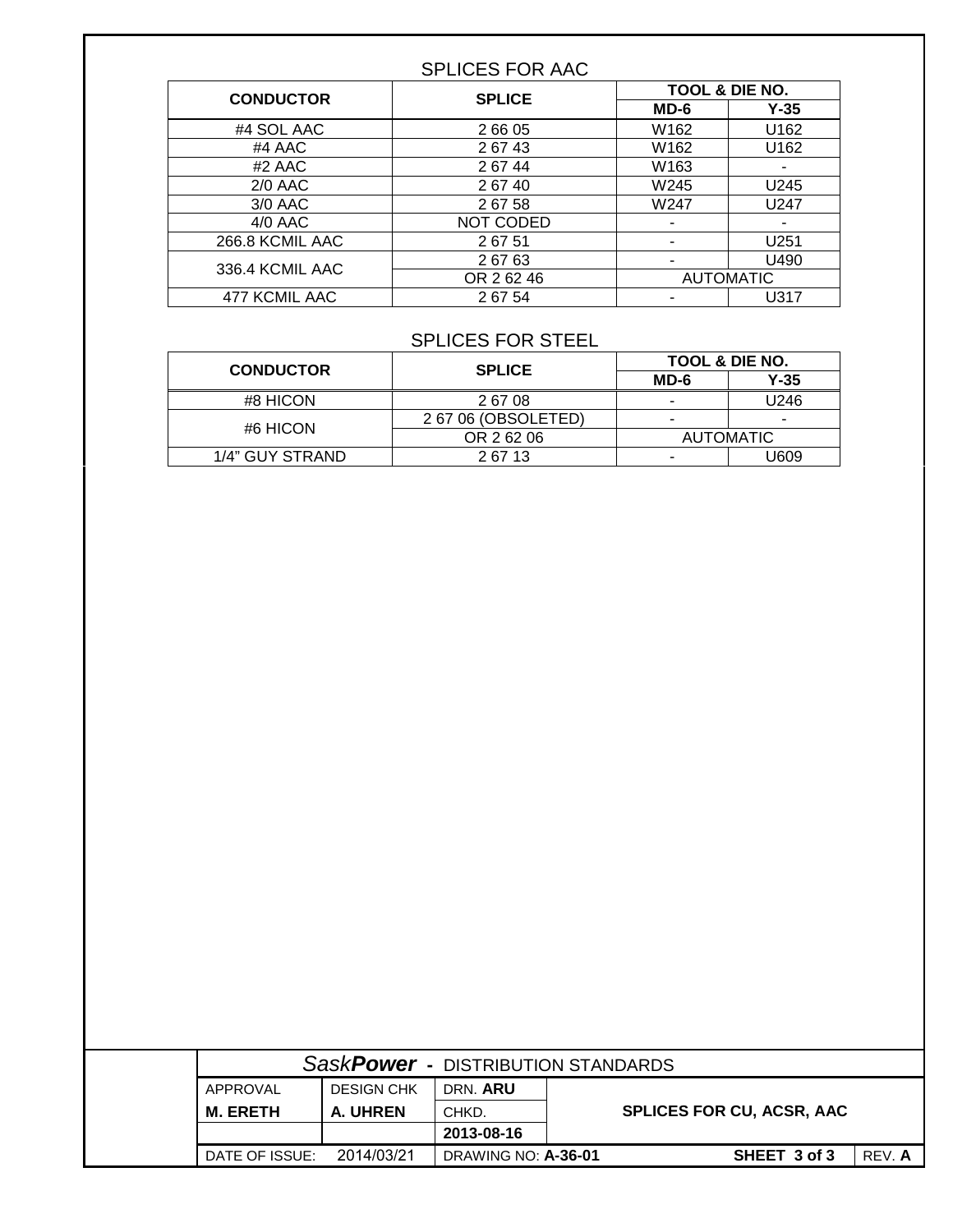## SPLICES FOR AAC

| CONDUCTOR | SPLICE | TOOL & DIE NO. | |
|---|---|---|---|
| | | **MD-6** | **Y-35** |
| #4 SOL AAC | 2 66 05 | W162 | U162 |
| #4 AAC | 2 67 43 | W162 | U162 |
| #2 AAC | 2 67 44 | W163 | - |
| 2/0 AAC | 2 67 40 | W245 | U245 |
| 3/0 AAC | 2 67 58 | W247 | U247 |
| 4/0 AAC | NOT CODED | - | - |
| 266.8 KCMIL AAC | 2 67 51 | - | U251 |
| 336.4 KCMIL AAC | 2 67 63 | - | U490 |
| | OR 2 62 46 | AUTOMATIC | |
| 477 KCMIL AAC | 2 67 54 | - | U317 |

## SPLICES FOR STEEL

| CONDUCTOR | SPLICE | TOOL & DIE NO. | |
|---|---|---|---|
| | | **MD-6** | **Y-35** |
| #8 HICON | 2 67 08 | - | U246 |
| #6 HICON | 2 67 06 (OBSOLETED) | - | - |
| | OR 2 62 06 | AUTOMATIC | |
| 1/4" GUY STRAND | 2 67 13 | - | U609 |

| Sask***Power*** - DISTRIBUTION STANDARDS | | | |
|---|---|---|---|
| APPROVAL | DESIGN CHK | DRN. **ARU** | **SPLICES FOR CU, ACSR, AAC** |
| **M. ERETH** | **A. UHREN** | CHKD. | |
| | | **2013-08-16** | |
| DATE OF ISSUE: 2014/03/21 | | DRAWING NO: **A-36-01** | **SHEET 3 of 3** REV. **A** |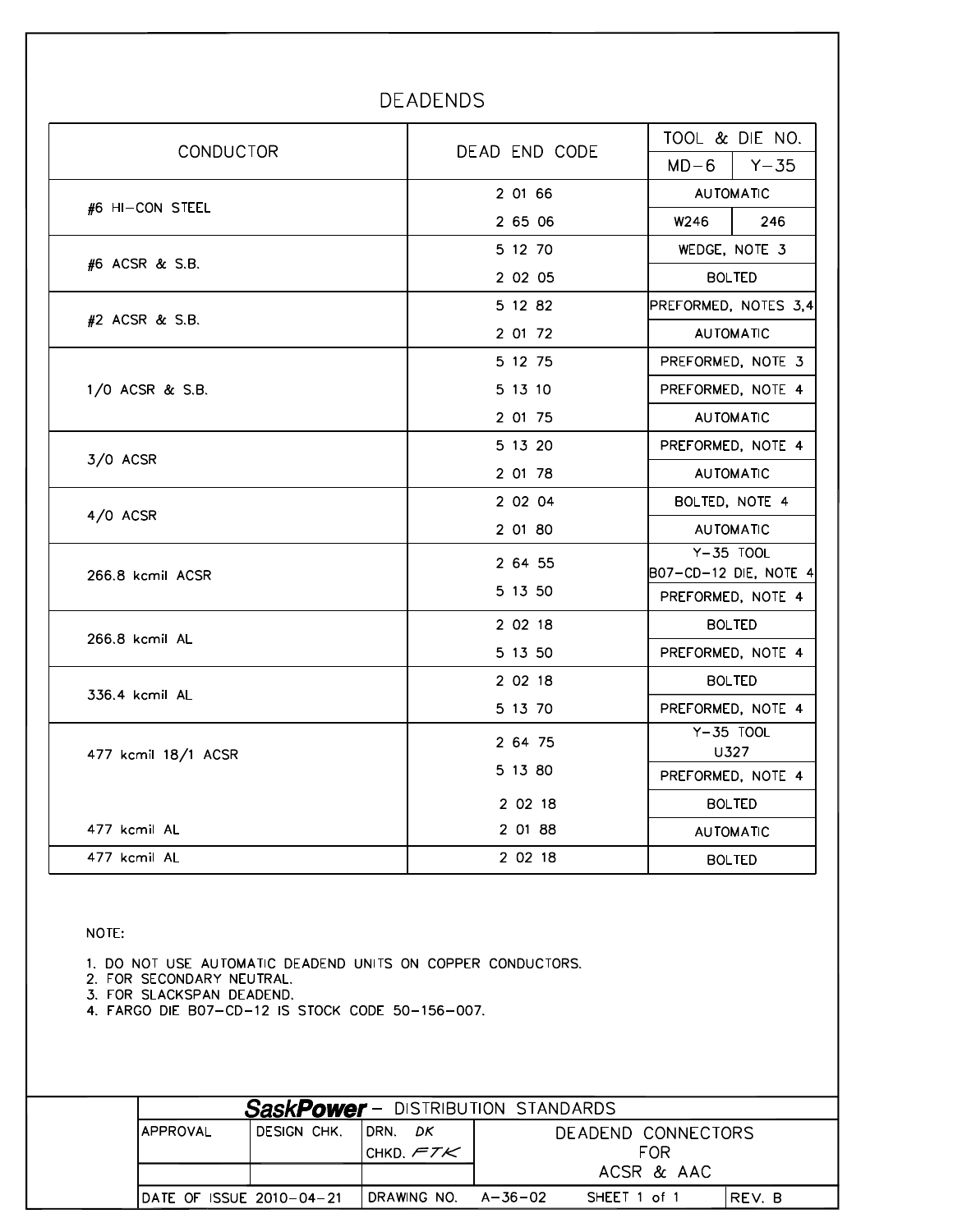# DEADENDS

| CONDUCTOR | DEAD END CODE | TOOL & DIE NO. | |
|---|---|---|---|
| | | MD−6 | Y−35 |
| #6 HI−CON STEEL | 2 01 66 | AUTOMATIC | |
| | 2 65 06 | W246 | 246 |
| #6 ACSR & S.B. | 5 12 70 | WEDGE, NOTE 3 | |
| | 2 02 05 | BOLTED | |
| #2 ACSR & S.B. | 5 12 82 | PREFORMED, NOTES 3,4 | |
| | 2 01 72 | AUTOMATIC | |
| 1/0 ACSR & S.B. | 5 12 75 | PREFORMED, NOTE 3 | |
| | 5 13 10 | PREFORMED, NOTE 4 | |
| | 2 01 75 | AUTOMATIC | |
| 3/0 ACSR | 5 13 20 | PREFORMED, NOTE 4 | |
| | 2 01 78 | AUTOMATIC | |
| 4/0 ACSR | 2 02 04 | BOLTED, NOTE 4 | |
| | 2 01 80 | AUTOMATIC | |
| 266.8 kcmil ACSR | 2 64 55 | Y−35 TOOL B07−CD−12 DIE, NOTE 4 | |
| | 5 13 50 | PREFORMED, NOTE 4 | |
| 266.8 kcmil AL | 2 02 18 | BOLTED | |
| | 5 13 50 | PREFORMED, NOTE 4 | |
| 336.4 kcmil AL | 2 02 18 | BOLTED | |
| | 5 13 70 | PREFORMED, NOTE 4 | |
| 477 kcmil 18/1 ACSR | 2 64 75 | Y−35 TOOL U327 | |
| | 5 13 80 | PREFORMED, NOTE 4 | |
| | 2 02 18 | BOLTED | |
| 477 kcmil AL | 2 01 88 | AUTOMATIC | |
| 477 kcmil AL | 2 02 18 | BOLTED | |

NOTE:

1. DO NOT USE AUTOMATIC DEADEND UNITS ON COPPER CONDUCTORS.
2. FOR SECONDARY NEUTRAL.
3. FOR SLACKSPAN DEADEND.
4. FARGO DIE B07−CD−12 IS STOCK CODE 50−156−007.

| **SaskPower** − DISTRIBUTION STANDARDS | | | | |
|---|---|---|---|---|
| APPROVAL | DESIGN CHK. | DRN. DK / CHKD. FTK | DEADEND CONNECTORS FOR ACSR & AAC | |
| DATE OF ISSUE 2010−04−21 | | DRAWING NO. A−36−02 | SHEET 1 of 1 | REV. B |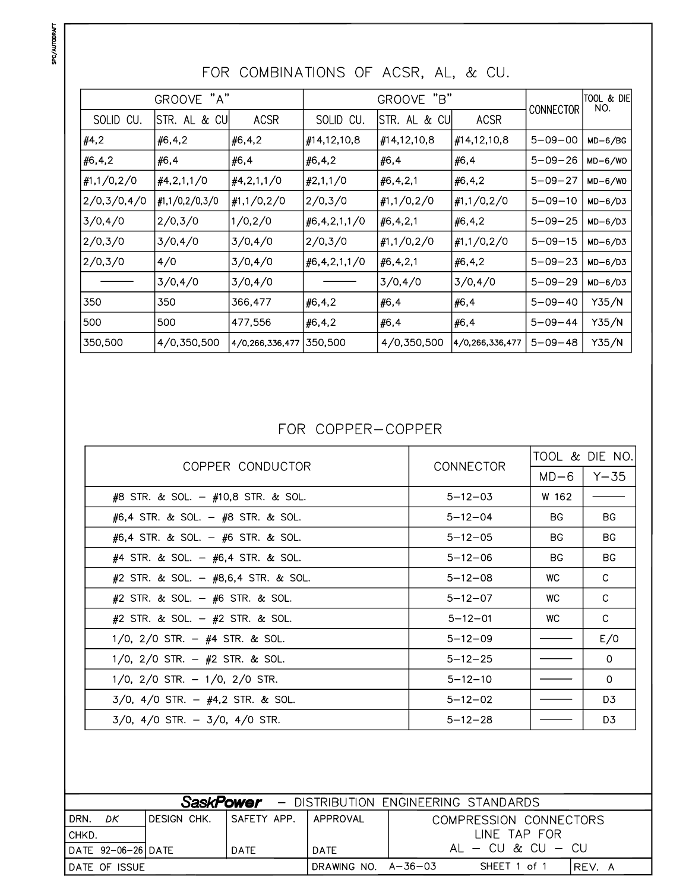## FOR COMBINATIONS OF ACSR, AL, & CU.

| GROOVE "A" | | | GROOVE "B" | | | CONNECTOR | TOOL & DIE NO. |
|---|---|---|---|---|---|---|---|
| SOLID CU. | STR. AL & CU | ACSR | SOLID CU. | STR. AL & CU | ACSR | | |
| #4,2 | #6,4,2 | #6,4,2 | #14,12,10,8 | #14,12,10,8 | #14,12,10,8 | 5-09-00 | MD-6/BG |
| #6,4,2 | #6,4 | #6,4 | #6,4,2 | #6,4 | #6,4 | 5-09-26 | MD-6/WO |
| #1,1/0,2/0 | #4,2,1,1/0 | #4,2,1,1/0 | #2,1,1/0 | #6,4,2,1 | #6,4,2 | 5-09-27 | MD-6/WO |
| 2/0,3/0,4/0 | #1,1/0,2/0,3/0 | #1,1/0,2/0 | 2/0,3/0 | #1,1/0,2/0 | #1,1/0,2/0 | 5-09-10 | MD-6/D3 |
| 3/0,4/0 | 2/0,3/0 | 1/0,2/0 | #6,4,2,1,1/0 | #6,4,2,1 | #6,4,2 | 5-09-25 | MD-6/D3 |
| 2/0,3/0 | 3/0,4/0 | 3/0,4/0 | 2/0,3/0 | #1,1/0,2/0 | #1,1/0,2/0 | 5-09-15 | MD-6/D3 |
| 2/0,3/0 | 4/0 | 3/0,4/0 | #6,4,2,1,1/0 | #6,4,2,1 | #6,4,2 | 5-09-23 | MD-6/D3 |
| ——— | 3/0,4/0 | 3/0,4/0 | ——— | 3/0,4/0 | 3/0,4/0 | 5-09-29 | MD-6/D3 |
| 350 | 350 | 366,477 | #6,4,2 | #6,4 | #6,4 | 5-09-40 | Y35/N |
| 500 | 500 | 477,556 | #6,4,2 | #6,4 | #6,4 | 5-09-44 | Y35/N |
| 350,500 | 4/0,350,500 | 4/0,266,336,477 | 350,500 | 4/0,350,500 | 4/0,266,336,477 | 5-09-48 | Y35/N |

## FOR COPPER-COPPER

| COPPER CONDUCTOR | CONNECTOR | TOOL & DIE NO. | |
|---|---|---|---|
| | | MD-6 | Y-35 |
| #8 STR. & SOL. – #10,8 STR. & SOL. | 5-12-03 | W 162 | ——— |
| #6,4 STR. & SOL. – #8 STR. & SOL. | 5-12-04 | BG | BG |
| #6,4 STR. & SOL. – #6 STR. & SOL. | 5-12-05 | BG | BG |
| #4 STR. & SOL. – #6,4 STR. & SOL. | 5-12-06 | BG | BG |
| #2 STR. & SOL. – #8,6,4 STR. & SOL. | 5-12-08 | WC | C |
| #2 STR. & SOL. – #6 STR. & SOL. | 5-12-07 | WC | C |
| #2 STR. & SOL. – #2 STR. & SOL. | 5-12-01 | WC | C |
| 1/0, 2/0 STR. – #4 STR. & SOL. | 5-12-09 | ——— | E/0 |
| 1/0, 2/0 STR. – #2 STR. & SOL. | 5-12-25 | ——— | 0 |
| 1/0, 2/0 STR. – 1/0, 2/0 STR. | 5-12-10 | ——— | 0 |
| 3/0, 4/0 STR. – #4,2 STR. & SOL. | 5-12-02 | ——— | D3 |
| 3/0, 4/0 STR. – 3/0, 4/0 STR. | 5-12-28 | ——— | D3 |

**SaskPower** – DISTRIBUTION ENGINEERING STANDARDS

| DRN. DK | DESIGN CHK. | SAFETY APP. | APPROVAL | COMPRESSION CONNECTORS LINE TAP FOR AL – CU & CU – CU |
|---|---|---|---|---|
| CHKD. | | | | |
| DATE 92-06-26 | DATE | DATE | DATE | |
| DATE OF ISSUE | | | DRAWING NO. A-36-03 | SHEET 1 of 1 REV. A |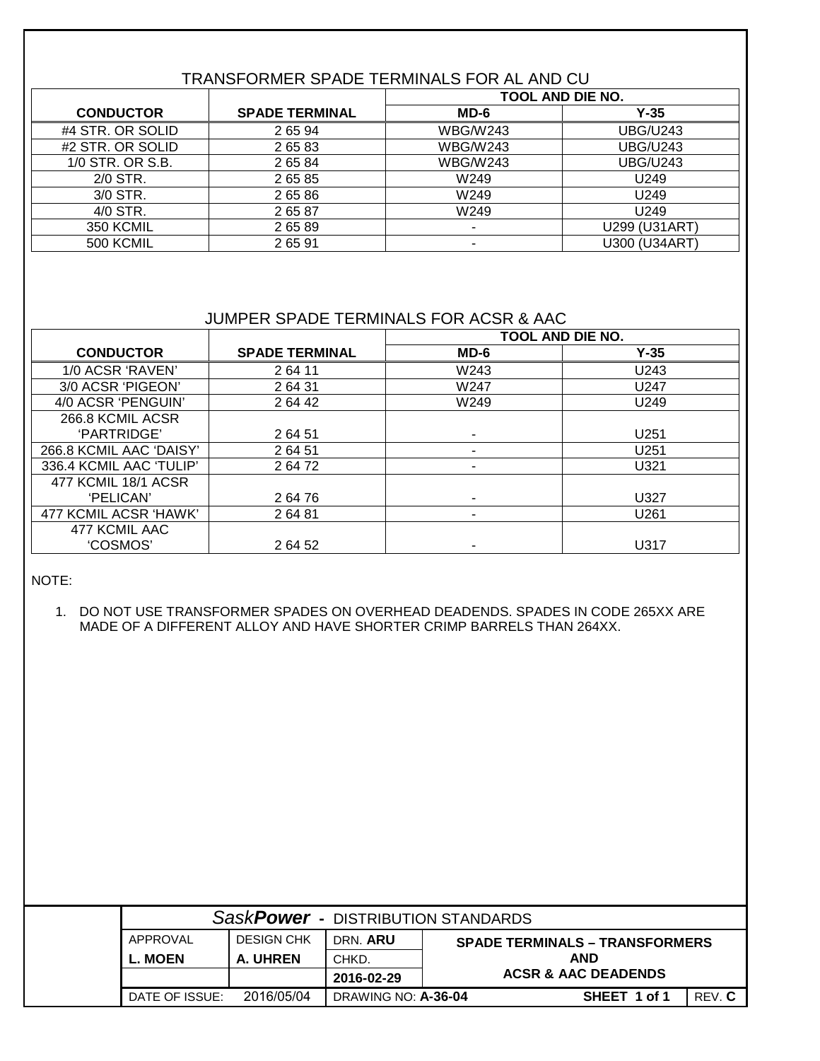## TRANSFORMER SPADE TERMINALS FOR AL AND CU

| CONDUCTOR | SPADE TERMINAL | TOOL AND DIE NO. | |
|---|---|---|---|
| | | MD-6 | Y-35 |
| #4 STR. OR SOLID | 2 65 94 | WBG/W243 | UBG/U243 |
| #2 STR. OR SOLID | 2 65 83 | WBG/W243 | UBG/U243 |
| 1/0 STR. OR S.B. | 2 65 84 | WBG/W243 | UBG/U243 |
| 2/0 STR. | 2 65 85 | W249 | U249 |
| 3/0 STR. | 2 65 86 | W249 | U249 |
| 4/0 STR. | 2 65 87 | W249 | U249 |
| 350 KCMIL | 2 65 89 | - | U299 (U31ART) |
| 500 KCMIL | 2 65 91 | - | U300 (U34ART) |

## JUMPER SPADE TERMINALS FOR ACSR & AAC

| CONDUCTOR | SPADE TERMINAL | TOOL AND DIE NO. | |
|---|---|---|---|
| | | MD-6 | Y-35 |
| 1/0 ACSR 'RAVEN' | 2 64 11 | W243 | U243 |
| 3/0 ACSR 'PIGEON' | 2 64 31 | W247 | U247 |
| 4/0 ACSR 'PENGUIN' | 2 64 42 | W249 | U249 |
| 266.8 KCMIL ACSR 'PARTRIDGE' | 2 64 51 | - | U251 |
| 266.8 KCMIL AAC 'DAISY' | 2 64 51 | - | U251 |
| 336.4 KCMIL AAC 'TULIP' | 2 64 72 | - | U321 |
| 477 KCMIL 18/1 ACSR 'PELICAN' | 2 64 76 | - | U327 |
| 477 KCMIL ACSR 'HAWK' | 2 64 81 | - | U261 |
| 477 KCMIL AAC 'COSMOS' | 2 64 52 | - | U317 |

NOTE:

1. DO NOT USE TRANSFORMER SPADES ON OVERHEAD DEADENDS. SPADES IN CODE 265XX ARE MADE OF A DIFFERENT ALLOY AND HAVE SHORTER CRIMP BARRELS THAN 264XX.

| *Sask**Power*** - DISTRIBUTION STANDARDS | | | |
|---|---|---|---|
| APPROVAL | DESIGN CHK | DRN. **ARU** | **SPADE TERMINALS – TRANSFORMERS AND ACSR & AAC DEADENDS** |
| **L. MOEN** | **A. UHREN** | CHKD. | |
| | | **2016-02-29** | |
| DATE OF ISSUE: 2016/05/04 | | DRAWING NO: **A-36-04** | **SHEET 1 of 1** REV. **C** |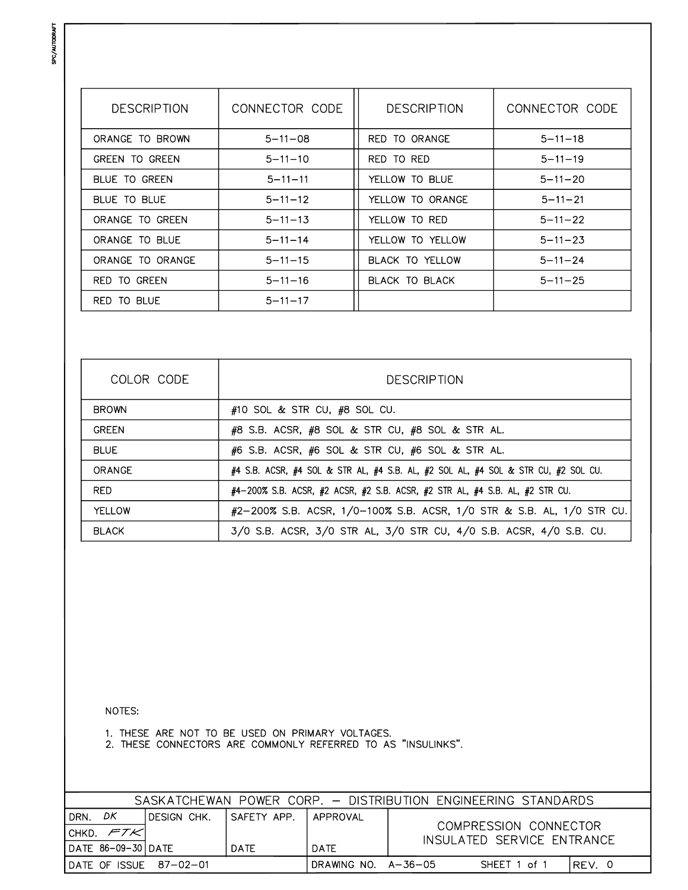| DESCRIPTION | CONNECTOR CODE | DESCRIPTION | CONNECTOR CODE |
|---|---|---|---|
| ORANGE TO BROWN | 5–11–08 | RED TO ORANGE | 5–11–18 |
| GREEN TO GREEN | 5–11–10 | RED TO RED | 5–11–19 |
| BLUE TO GREEN | 5–11–11 | YELLOW TO BLUE | 5–11–20 |
| BLUE TO BLUE | 5–11–12 | YELLOW TO ORANGE | 5–11–21 |
| ORANGE TO GREEN | 5–11–13 | YELLOW TO RED | 5–11–22 |
| ORANGE TO BLUE | 5–11–14 | YELLOW TO YELLOW | 5–11–23 |
| ORANGE TO ORANGE | 5–11–15 | BLACK TO YELLOW | 5–11–24 |
| RED TO GREEN | 5–11–16 | BLACK TO BLACK | 5–11–25 |
| RED TO BLUE | 5–11–17 | | |

| COLOR CODE | DESCRIPTION |
|---|---|
| BROWN | #10 SOL & STR CU, #8 SOL CU. |
| GREEN | #8 S.B. ACSR, #8 SOL & STR CU, #8 SOL & STR AL. |
| BLUE | #6 S.B. ACSR, #6 SOL & STR CU, #6 SOL & STR AL. |
| ORANGE | #4 S.B. ACSR, #4 SOL & STR AL, #4 S.B. AL, #2 SOL AL, #4 SOL & STR CU, #2 SOL CU. |
| RED | #4–200% S.B. ACSR, #2 ACSR, #2 S.B. ACSR, #2 STR AL, #4 S.B. AL, #2 STR CU. |
| YELLOW | #2–200% S.B. ACSR, 1/0–100% S.B. ACSR, 1/0 STR & S.B. AL, 1/0 STR CU. |
| BLACK | 3/0 S.B. ACSR, 3/0 STR AL, 3/0 STR CU, 4/0 S.B. ACSR, 4/0 S.B. CU. |

NOTES:

1. THESE ARE NOT TO BE USED ON PRIMARY VOLTAGES.
2. THESE CONNECTORS ARE COMMONLY REFERRED TO AS "INSULINKS".

| SASKATCHEWAN POWER CORP. – DISTRIBUTION ENGINEERING STANDARDS | | | | |
|---|---|---|---|---|
| DRN. DK / CHKD. FTK / DATE 86-09-30 | DESIGN CHK. / DATE | SAFETY APP. / DATE | APPROVAL / DATE | COMPRESSION CONNECTOR INSULATED SERVICE ENTRANCE |
| DATE OF ISSUE 87–02–01 | | DRAWING NO. A–36–05 | SHEET 1 of 1 | REV. 0 |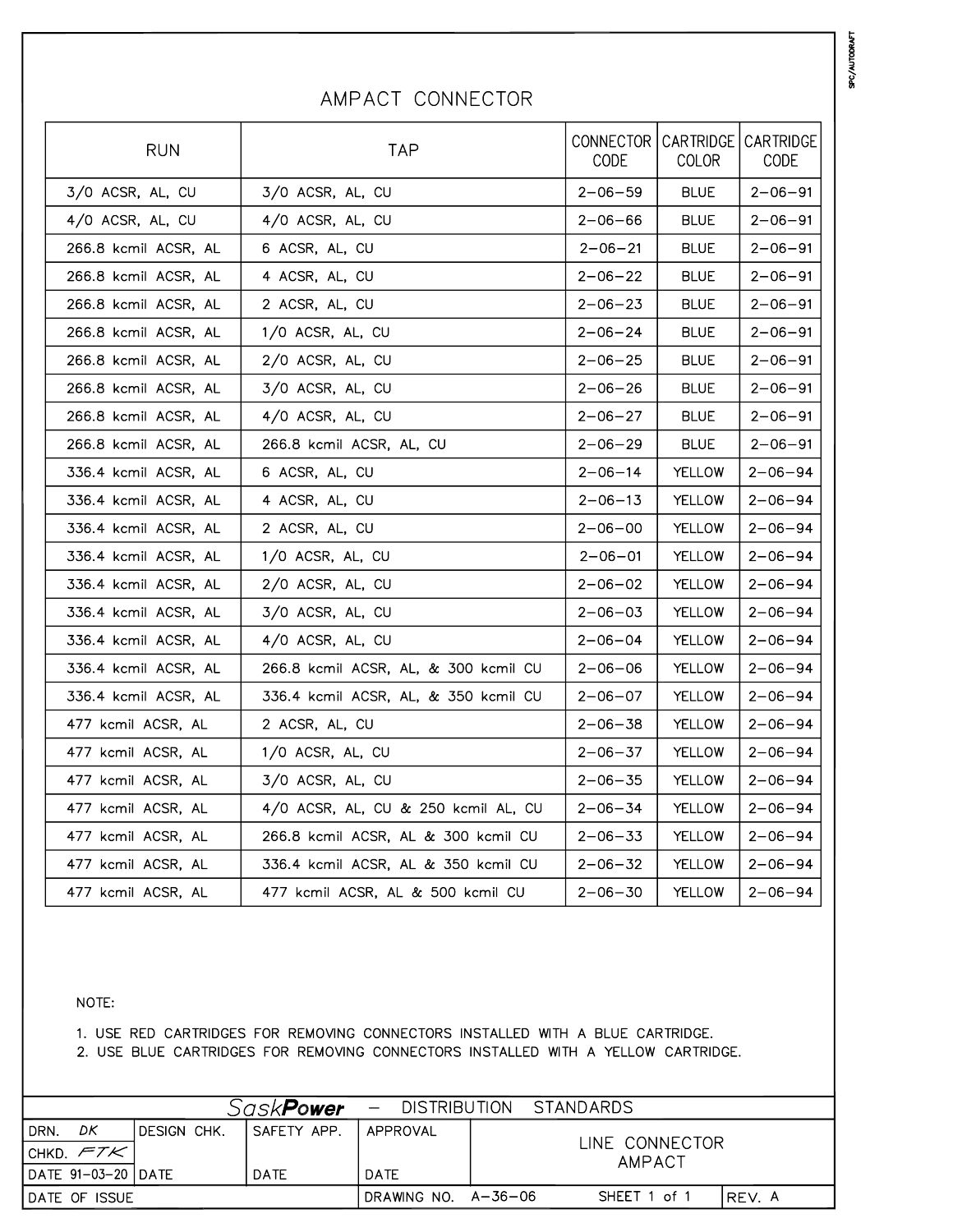# AMPACT CONNECTOR

| RUN | TAP | CONNECTOR CODE | CARTRIDGE COLOR | CARTRIDGE CODE |
|---|---|---|---|---|
| 3/0 ACSR, AL, CU | 3/0 ACSR, AL, CU | 2–06–59 | BLUE | 2–06–91 |
| 4/0 ACSR, AL, CU | 4/0 ACSR, AL, CU | 2–06–66 | BLUE | 2–06–91 |
| 266.8 kcmil ACSR, AL | 6 ACSR, AL, CU | 2–06–21 | BLUE | 2–06–91 |
| 266.8 kcmil ACSR, AL | 4 ACSR, AL, CU | 2–06–22 | BLUE | 2–06–91 |
| 266.8 kcmil ACSR, AL | 2 ACSR, AL, CU | 2–06–23 | BLUE | 2–06–91 |
| 266.8 kcmil ACSR, AL | 1/0 ACSR, AL, CU | 2–06–24 | BLUE | 2–06–91 |
| 266.8 kcmil ACSR, AL | 2/0 ACSR, AL, CU | 2–06–25 | BLUE | 2–06–91 |
| 266.8 kcmil ACSR, AL | 3/0 ACSR, AL, CU | 2–06–26 | BLUE | 2–06–91 |
| 266.8 kcmil ACSR, AL | 4/0 ACSR, AL, CU | 2–06–27 | BLUE | 2–06–91 |
| 266.8 kcmil ACSR, AL | 266.8 kcmil ACSR, AL, CU | 2–06–29 | BLUE | 2–06–91 |
| 336.4 kcmil ACSR, AL | 6 ACSR, AL, CU | 2–06–14 | YELLOW | 2–06–94 |
| 336.4 kcmil ACSR, AL | 4 ACSR, AL, CU | 2–06–13 | YELLOW | 2–06–94 |
| 336.4 kcmil ACSR, AL | 2 ACSR, AL, CU | 2–06–00 | YELLOW | 2–06–94 |
| 336.4 kcmil ACSR, AL | 1/0 ACSR, AL, CU | 2–06–01 | YELLOW | 2–06–94 |
| 336.4 kcmil ACSR, AL | 2/0 ACSR, AL, CU | 2–06–02 | YELLOW | 2–06–94 |
| 336.4 kcmil ACSR, AL | 3/0 ACSR, AL, CU | 2–06–03 | YELLOW | 2–06–94 |
| 336.4 kcmil ACSR, AL | 4/0 ACSR, AL, CU | 2–06–04 | YELLOW | 2–06–94 |
| 336.4 kcmil ACSR, AL | 266.8 kcmil ACSR, AL, & 300 kcmil CU | 2–06–06 | YELLOW | 2–06–94 |
| 336.4 kcmil ACSR, AL | 336.4 kcmil ACSR, AL, & 350 kcmil CU | 2–06–07 | YELLOW | 2–06–94 |
| 477 kcmil ACSR, AL | 2 ACSR, AL, CU | 2–06–38 | YELLOW | 2–06–94 |
| 477 kcmil ACSR, AL | 1/0 ACSR, AL, CU | 2–06–37 | YELLOW | 2–06–94 |
| 477 kcmil ACSR, AL | 3/0 ACSR, AL, CU | 2–06–35 | YELLOW | 2–06–94 |
| 477 kcmil ACSR, AL | 4/0 ACSR, AL, CU & 250 kcmil AL, CU | 2–06–34 | YELLOW | 2–06–94 |
| 477 kcmil ACSR, AL | 266.8 kcmil ACSR, AL & 300 kcmil CU | 2–06–33 | YELLOW | 2–06–94 |
| 477 kcmil ACSR, AL | 336.4 kcmil ACSR, AL & 350 kcmil CU | 2–06–32 | YELLOW | 2–06–94 |
| 477 kcmil ACSR, AL | 477 kcmil ACSR, AL & 500 kcmil CU | 2–06–30 | YELLOW | 2–06–94 |

NOTE:

1. USE RED CARTRIDGES FOR REMOVING CONNECTORS INSTALLED WITH A BLUE CARTRIDGE.
2. USE BLUE CARTRIDGES FOR REMOVING CONNECTORS INSTALLED WITH A YELLOW CARTRIDGE.

| SaskPower – DISTRIBUTION STANDARDS | | | | |
|---|---|---|---|---|
| DRN. DK / CHKD. FTK | DESIGN CHK. | SAFETY APP. | APPROVAL | LINE CONNECTOR AMPACT |
| DATE 91-03-20 | DATE | DATE | DATE | |
| DATE OF ISSUE | | | DRAWING NO. A–36–06 | SHEET 1 of 1 — REV. A |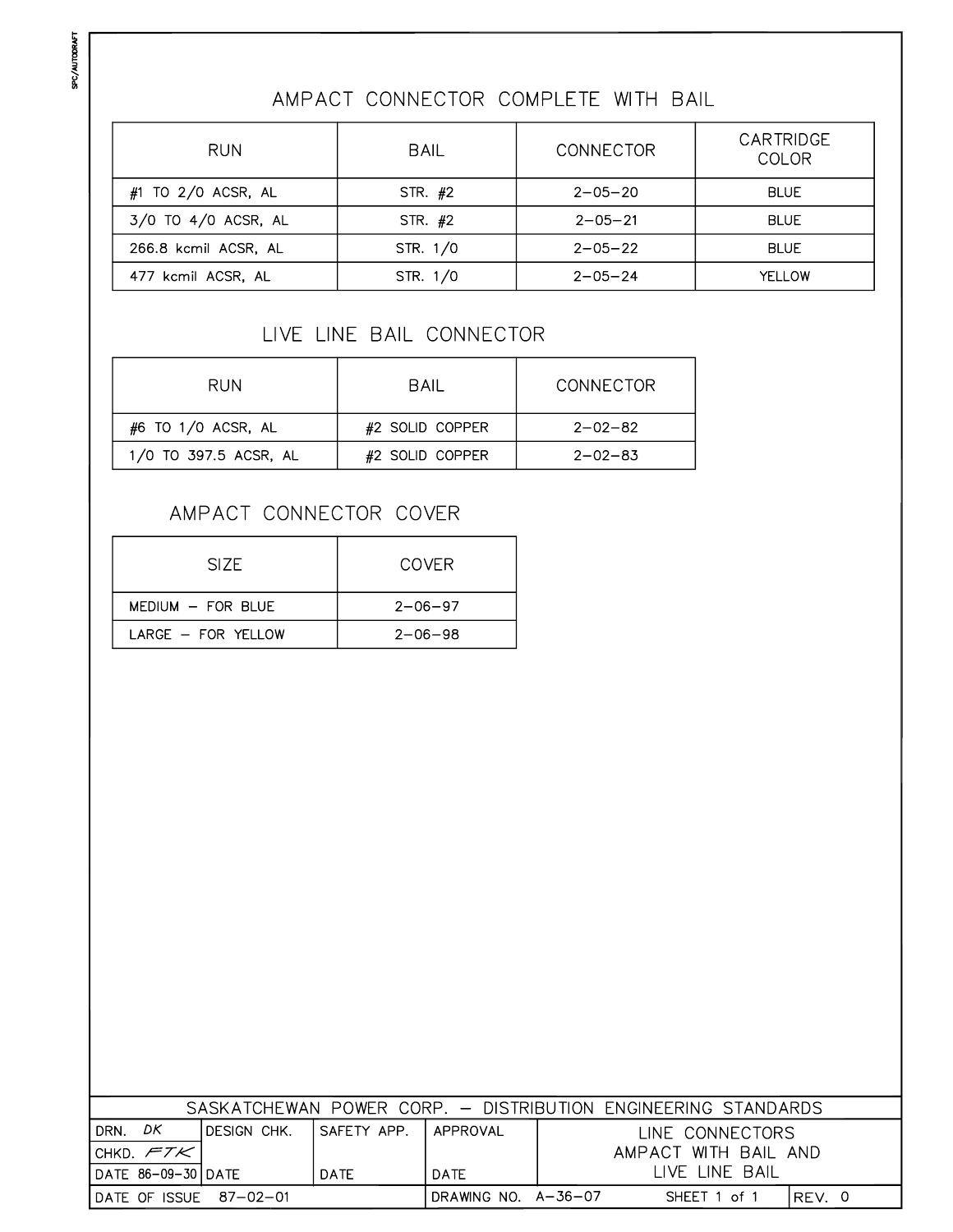## AMPACT CONNECTOR COMPLETE WITH BAIL

| RUN | BAIL | CONNECTOR | CARTRIDGE COLOR |
|---|---|---|---|
| #1 TO 2/0 ACSR, AL | STR. #2 | 2–05–20 | BLUE |
| 3/0 TO 4/0 ACSR, AL | STR. #2 | 2–05–21 | BLUE |
| 266.8 kcmil ACSR, AL | STR. 1/0 | 2–05–22 | BLUE |
| 477 kcmil ACSR, AL | STR. 1/0 | 2–05–24 | YELLOW |

## LIVE LINE BAIL CONNECTOR

| RUN | BAIL | CONNECTOR |
|---|---|---|
| #6 TO 1/0 ACSR, AL | #2 SOLID COPPER | 2–02–82 |
| 1/0 TO 397.5 ACSR, AL | #2 SOLID COPPER | 2–02–83 |

## AMPACT CONNECTOR COVER

| SIZE | COVER |
|---|---|
| MEDIUM – FOR BLUE | 2–06–97 |
| LARGE – FOR YELLOW | 2–06–98 |

| SASKATCHEWAN POWER CORP. – DISTRIBUTION ENGINEERING STANDARDS | | | | |
|---|---|---|---|---|
| DRN. DK / CHKD. FTK / DATE 86-09-30 | DESIGN CHK. / DATE | SAFETY APP. / DATE | APPROVAL / DATE | LINE CONNECTORS AMPACT WITH BAIL AND LIVE LINE BAIL |
| DATE OF ISSUE 87–02–01 | | DRAWING NO. A–36–07 | SHEET 1 of 1 | REV. 0 |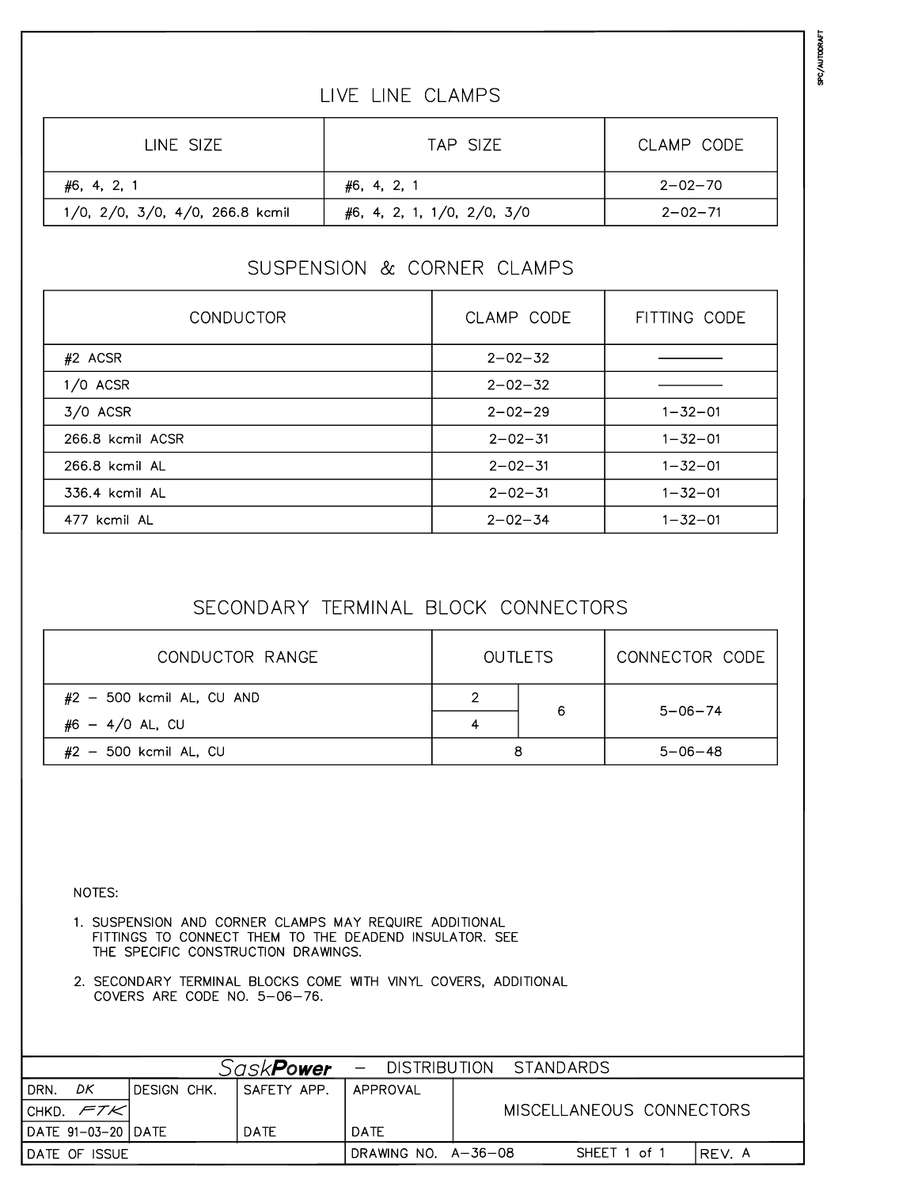## LIVE LINE CLAMPS

| LINE SIZE | TAP SIZE | CLAMP CODE |
|---|---|---|
| #6, 4, 2, 1 | #6, 4, 2, 1 | 2-02-70 |
| 1/0, 2/0, 3/0, 4/0, 266.8 kcmil | #6, 4, 2, 1, 1/0, 2/0, 3/0 | 2-02-71 |

## SUSPENSION & CORNER CLAMPS

| CONDUCTOR | CLAMP CODE | FITTING CODE |
|---|---|---|
| #2 ACSR | 2-02-32 | ———— |
| 1/0 ACSR | 2-02-32 | ———— |
| 3/0 ACSR | 2-02-29 | 1-32-01 |
| 266.8 kcmil ACSR | 2-02-31 | 1-32-01 |
| 266.8 kcmil AL | 2-02-31 | 1-32-01 |
| 336.4 kcmil AL | 2-02-31 | 1-32-01 |
| 477 kcmil AL | 2-02-34 | 1-32-01 |

## SECONDARY TERMINAL BLOCK CONNECTORS

| CONDUCTOR RANGE | OUTLETS | | CONNECTOR CODE |
|---|---|---|---|
| #2 – 500 kcmil AL, CU AND | 2 | 6 | 5-06-74 |
| #6 – 4/0 AL, CU | 4 | | |
| #2 – 500 kcmil AL, CU | 8 | | 5-06-48 |

NOTES:

1. SUSPENSION AND CORNER CLAMPS MAY REQUIRE ADDITIONAL FITTINGS TO CONNECT THEM TO THE DEADEND INSULATOR. SEE THE SPECIFIC CONSTRUCTION DRAWINGS.
2. SECONDARY TERMINAL BLOCKS COME WITH VINYL COVERS, ADDITIONAL COVERS ARE CODE NO. 5-06-76.

| SaskPower – DISTRIBUTION STANDARDS | | | | |
|---|---|---|---|---|
| DRN. DK | DESIGN CHK. | SAFETY APP. | APPROVAL | MISCELLANEOUS CONNECTORS |
| CHKD. FTK | | | | |
| DATE 91-03-20 | DATE | DATE | DATE | |
| DATE OF ISSUE | | | DRAWING NO. A-36-08 | SHEET 1 of 1 REV. A |